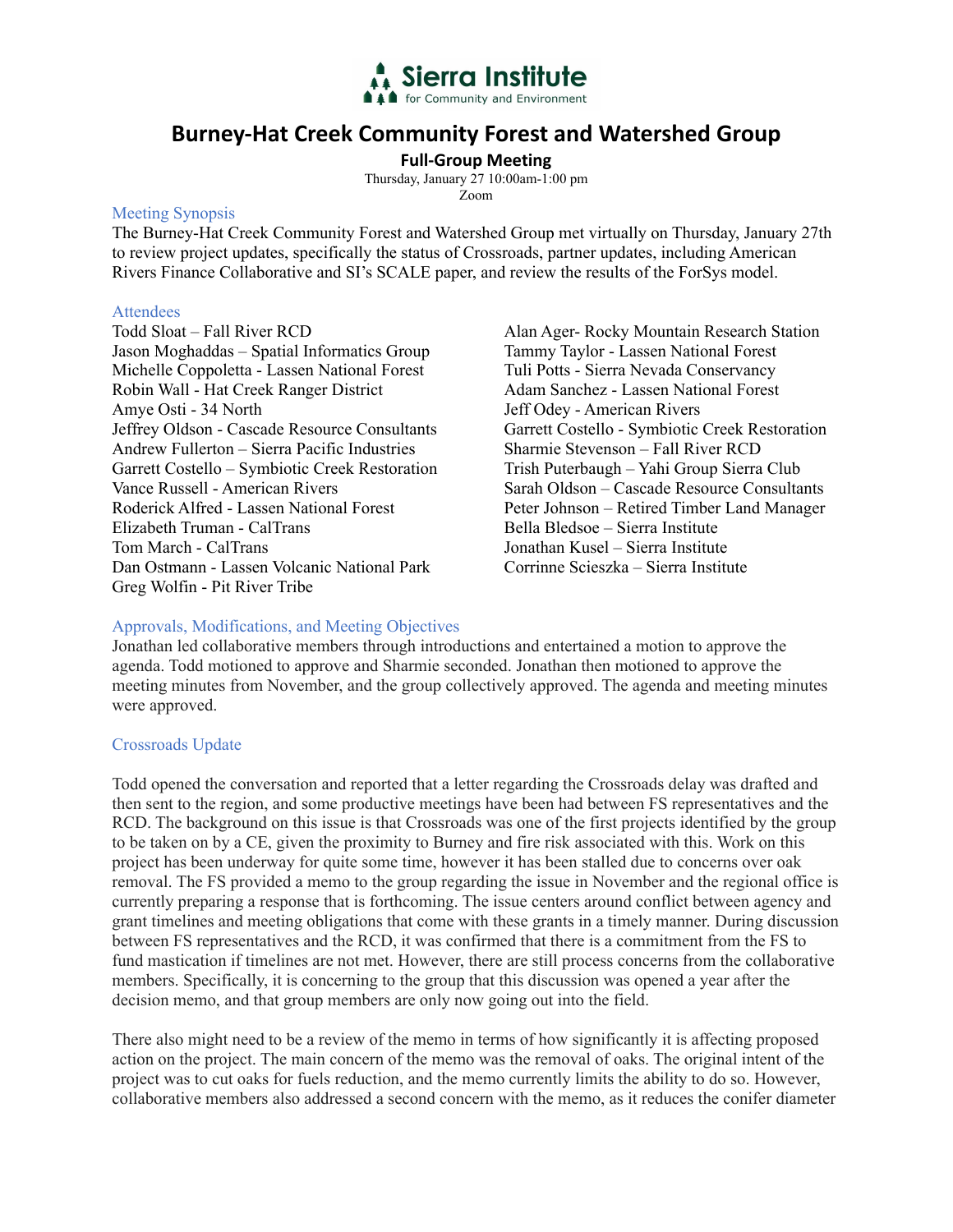Sierra Institute for Community and Environment

# Burney-Hat Creek Community Forest and Watershed Group

**Full-Group Meeting**

Thursday, January 27 10:00am-1:00 pm

Zoom

## Meeting Synopsis

The Burney-Hat Creek Community Forest and Watershed Group met virtually on Thursday, January 27th to review project updates, specifically the status of Crossroads, partner updates, including American Rivers Finance Collaborative and SI's SCALE paper, and review the results of the ForSys model.

## Attendees

Todd Sloat – Fall River RCD
Jason Moghaddas – Spatial Informatics Group
Michelle Coppoletta - Lassen National Forest
Robin Wall - Hat Creek Ranger District
Amye Osti - 34 North
Jeffrey Oldson - Cascade Resource Consultants
Andrew Fullerton – Sierra Pacific Industries
Garrett Costello – Symbiotic Creek Restoration
Vance Russell - American Rivers
Roderick Alfred - Lassen National Forest
Elizabeth Truman - CalTrans
Tom March - CalTrans
Dan Ostmann - Lassen Volcanic National Park
Greg Wolfin - Pit River Tribe
Alan Ager- Rocky Mountain Research Station
Tammy Taylor - Lassen National Forest
Tuli Potts - Sierra Nevada Conservancy
Adam Sanchez - Lassen National Forest
Jeff Odey - American Rivers
Garrett Costello - Symbiotic Creek Restoration
Sharmie Stevenson – Fall River RCD
Trish Puterbaugh – Yahi Group Sierra Club
Sarah Oldson – Cascade Resource Consultants
Peter Johnson – Retired Timber Land Manager
Bella Bledsoe – Sierra Institute
Jonathan Kusel – Sierra Institute
Corrinne Scieszka – Sierra Institute

## Approvals, Modifications, and Meeting Objectives

Jonathan led collaborative members through introductions and entertained a motion to approve the agenda. Todd motioned to approve and Sharmie seconded. Jonathan then motioned to approve the meeting minutes from November, and the group collectively approved. The agenda and meeting minutes were approved.

## Crossroads Update

Todd opened the conversation and reported that a letter regarding the Crossroads delay was drafted and then sent to the region, and some productive meetings have been had between FS representatives and the RCD. The background on this issue is that Crossroads was one of the first projects identified by the group to be taken on by a CE, given the proximity to Burney and fire risk associated with this. Work on this project has been underway for quite some time, however it has been stalled due to concerns over oak removal. The FS provided a memo to the group regarding the issue in November and the regional office is currently preparing a response that is forthcoming. The issue centers around conflict between agency and grant timelines and meeting obligations that come with these grants in a timely manner. During discussion between FS representatives and the RCD, it was confirmed that there is a commitment from the FS to fund mastication if timelines are not met. However, there are still process concerns from the collaborative members. Specifically, it is concerning to the group that this discussion was opened a year after the decision memo, and that group members are only now going out into the field.

There also might need to be a review of the memo in terms of how significantly it is affecting proposed action on the project. The main concern of the memo was the removal of oaks. The original intent of the project was to cut oaks for fuels reduction, and the memo currently limits the ability to do so. However, collaborative members also addressed a second concern with the memo, as it reduces the conifer diameter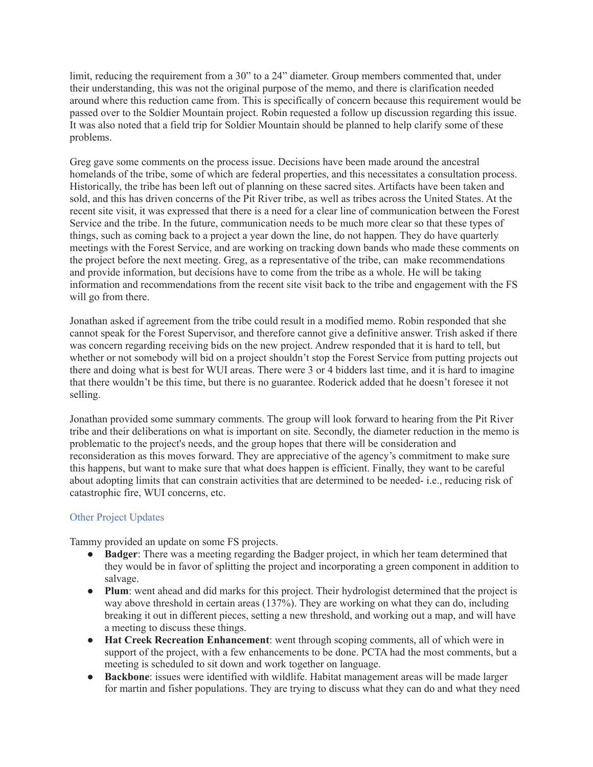limit, reducing the requirement from a 30" to a 24" diameter. Group members commented that, under their understanding, this was not the original purpose of the memo, and there is clarification needed around where this reduction came from. This is specifically of concern because this requirement would be passed over to the Soldier Mountain project. Robin requested a follow up discussion regarding this issue. It was also noted that a field trip for Soldier Mountain should be planned to help clarify some of these problems.

Greg gave some comments on the process issue. Decisions have been made around the ancestral homelands of the tribe, some of which are federal properties, and this necessitates a consultation process. Historically, the tribe has been left out of planning on these sacred sites. Artifacts have been taken and sold, and this has driven concerns of the Pit River tribe, as well as tribes across the United States. At the recent site visit, it was expressed that there is a need for a clear line of communication between the Forest Service and the tribe. In the future, communication needs to be much more clear so that these types of things, such as coming back to a project a year down the line, do not happen. They do have quarterly meetings with the Forest Service, and are working on tracking down bands who made these comments on the project before the next meeting. Greg, as a representative of the tribe, can make recommendations and provide information, but decisions have to come from the tribe as a whole. He will be taking information and recommendations from the recent site visit back to the tribe and engagement with the FS will go from there.

Jonathan asked if agreement from the tribe could result in a modified memo. Robin responded that she cannot speak for the Forest Supervisor, and therefore cannot give a definitive answer. Trish asked if there was concern regarding receiving bids on the new project. Andrew responded that it is hard to tell, but whether or not somebody will bid on a project shouldn't stop the Forest Service from putting projects out there and doing what is best for WUI areas. There were 3 or 4 bidders last time, and it is hard to imagine that there wouldn't be this time, but there is no guarantee. Roderick added that he doesn't foresee it not selling.

Jonathan provided some summary comments. The group will look forward to hearing from the Pit River tribe and their deliberations on what is important on site. Secondly, the diameter reduction in the memo is problematic to the project's needs, and the group hopes that there will be consideration and reconsideration as this moves forward. They are appreciative of the agency's commitment to make sure this happens, but want to make sure that what does happen is efficient. Finally, they want to be careful about adopting limits that can constrain activities that are determined to be needed- i.e., reducing risk of catastrophic fire, WUI concerns, etc.

### Other Project Updates

Tammy provided an update on some FS projects.

- **Badger**: There was a meeting regarding the Badger project, in which her team determined that they would be in favor of splitting the project and incorporating a green component in addition to salvage.
- **Plum**: went ahead and did marks for this project. Their hydrologist determined that the project is way above threshold in certain areas (137%). They are working on what they can do, including breaking it out in different pieces, setting a new threshold, and working out a map, and will have a meeting to discuss these things.
- **Hat Creek Recreation Enhancement**: went through scoping comments, all of which were in support of the project, with a few enhancements to be done. PCTA had the most comments, but a meeting is scheduled to sit down and work together on language.
- **Backbone**: issues were identified with wildlife. Habitat management areas will be made larger for martin and fisher populations. They are trying to discuss what they can do and what they need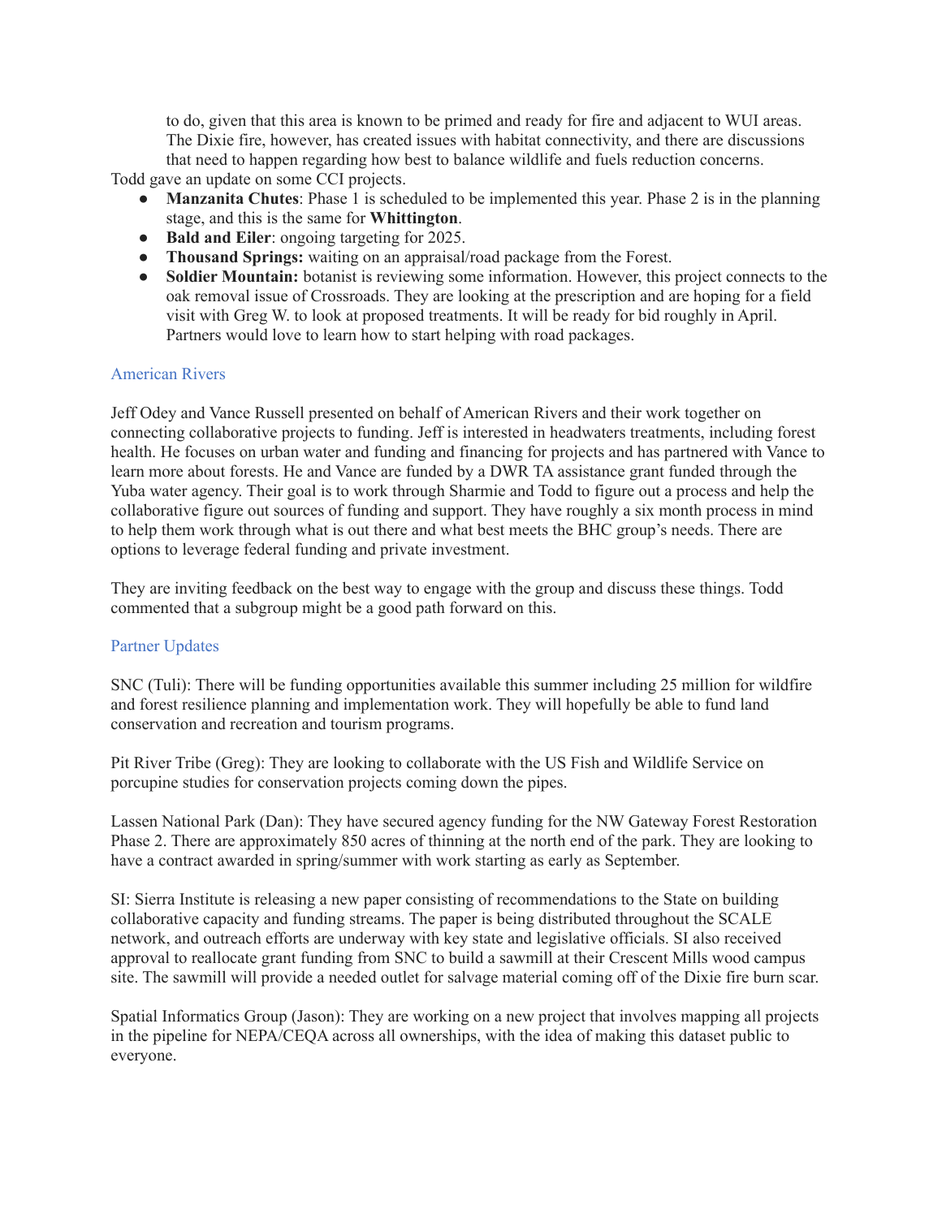to do, given that this area is known to be primed and ready for fire and adjacent to WUI areas. The Dixie fire, however, has created issues with habitat connectivity, and there are discussions that need to happen regarding how best to balance wildlife and fuels reduction concerns.

Todd gave an update on some CCI projects.

- **Manzanita Chutes**: Phase 1 is scheduled to be implemented this year. Phase 2 is in the planning stage, and this is the same for **Whittington**.
- **Bald and Eiler**: ongoing targeting for 2025.
- **Thousand Springs:** waiting on an appraisal/road package from the Forest.
- **Soldier Mountain:** botanist is reviewing some information. However, this project connects to the oak removal issue of Crossroads. They are looking at the prescription and are hoping for a field visit with Greg W. to look at proposed treatments. It will be ready for bid roughly in April. Partners would love to learn how to start helping with road packages.

## American Rivers

Jeff Odey and Vance Russell presented on behalf of American Rivers and their work together on connecting collaborative projects to funding. Jeff is interested in headwaters treatments, including forest health. He focuses on urban water and funding and financing for projects and has partnered with Vance to learn more about forests. He and Vance are funded by a DWR TA assistance grant funded through the Yuba water agency. Their goal is to work through Sharmie and Todd to figure out a process and help the collaborative figure out sources of funding and support. They have roughly a six month process in mind to help them work through what is out there and what best meets the BHC group's needs. There are options to leverage federal funding and private investment.

They are inviting feedback on the best way to engage with the group and discuss these things. Todd commented that a subgroup might be a good path forward on this.

## Partner Updates

SNC (Tuli): There will be funding opportunities available this summer including 25 million for wildfire and forest resilience planning and implementation work. They will hopefully be able to fund land conservation and recreation and tourism programs.

Pit River Tribe (Greg): They are looking to collaborate with the US Fish and Wildlife Service on porcupine studies for conservation projects coming down the pipes.

Lassen National Park (Dan): They have secured agency funding for the NW Gateway Forest Restoration Phase 2. There are approximately 850 acres of thinning at the north end of the park. They are looking to have a contract awarded in spring/summer with work starting as early as September.

SI: Sierra Institute is releasing a new paper consisting of recommendations to the State on building collaborative capacity and funding streams. The paper is being distributed throughout the SCALE network, and outreach efforts are underway with key state and legislative officials. SI also received approval to reallocate grant funding from SNC to build a sawmill at their Crescent Mills wood campus site. The sawmill will provide a needed outlet for salvage material coming off of the Dixie fire burn scar.

Spatial Informatics Group (Jason): They are working on a new project that involves mapping all projects in the pipeline for NEPA/CEQA across all ownerships, with the idea of making this dataset public to everyone.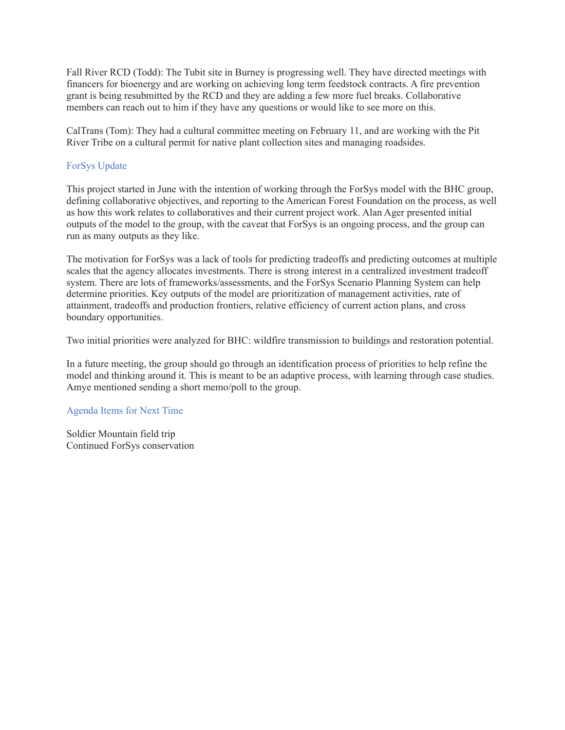Fall River RCD (Todd): The Tubit site in Burney is progressing well. They have directed meetings with financers for bioenergy and are working on achieving long term feedstock contracts. A fire prevention grant is being resubmitted by the RCD and they are adding a few more fuel breaks. Collaborative members can reach out to him if they have any questions or would like to see more on this.

CalTrans (Tom): They had a cultural committee meeting on February 11, and are working with the Pit River Tribe on a cultural permit for native plant collection sites and managing roadsides.

### ForSys Update

This project started in June with the intention of working through the ForSys model with the BHC group, defining collaborative objectives, and reporting to the American Forest Foundation on the process, as well as how this work relates to collaboratives and their current project work. Alan Ager presented initial outputs of the model to the group, with the caveat that ForSys is an ongoing process, and the group can run as many outputs as they like.

The motivation for ForSys was a lack of tools for predicting tradeoffs and predicting outcomes at multiple scales that the agency allocates investments. There is strong interest in a centralized investment tradeoff system. There are lots of frameworks/assessments, and the ForSys Scenario Planning System can help determine priorities. Key outputs of the model are prioritization of management activities, rate of attainment, tradeoffs and production frontiers, relative efficiency of current action plans, and cross boundary opportunities.

Two initial priorities were analyzed for BHC: wildfire transmission to buildings and restoration potential.

In a future meeting, the group should go through an identification process of priorities to help refine the model and thinking around it. This is meant to be an adaptive process, with learning through case studies. Amye mentioned sending a short memo/poll to the group.

### Agenda Items for Next Time

Soldier Mountain field trip
Continued ForSys conservation